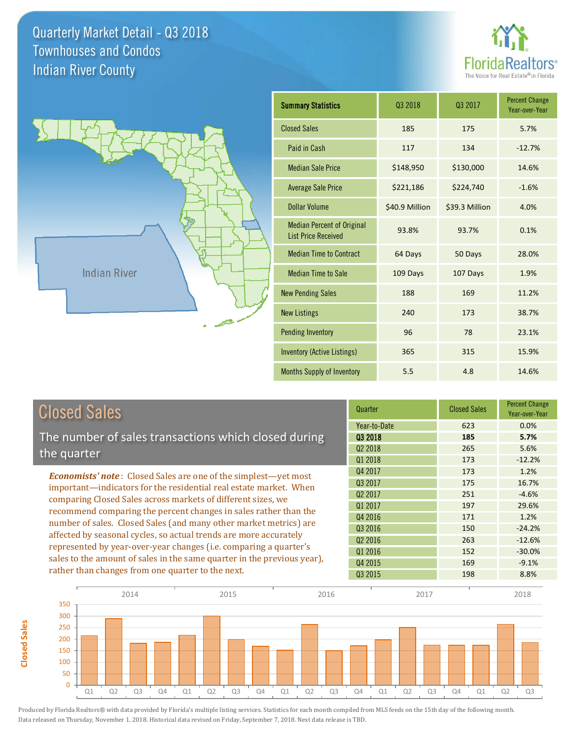# Quarterly Market Detail - Q3 2018
## Townhouses and Condos
## Indian River County

FloridaRealtors®
The Voice for Real Estate® in Florida

Indian River

| Summary Statistics | Q3 2018 | Q3 2017 | Percent Change Year-over-Year |
|---|---|---|---|
| Closed Sales | 185 | 175 | 5.7% |
| Paid in Cash | 117 | 134 | -12.7% |
| Median Sale Price | $148,950 | $130,000 | 14.6% |
| Average Sale Price | $221,186 | $224,740 | -1.6% |
| Dollar Volume | $40.9 Million | $39.3 Million | 4.0% |
| Median Percent of Original List Price Received | 93.8% | 93.7% | 0.1% |
| Median Time to Contract | 64 Days | 50 Days | 28.0% |
| Median Time to Sale | 109 Days | 107 Days | 1.9% |
| New Pending Sales | 188 | 169 | 11.2% |
| New Listings | 240 | 173 | 38.7% |
| Pending Inventory | 96 | 78 | 23.1% |
| Inventory (Active Listings) | 365 | 315 | 15.9% |
| Months Supply of Inventory | 5.5 | 4.8 | 14.6% |

## Closed Sales

The number of sales transactions which closed during the quarter

***Economists' note***: Closed Sales are one of the simplest—yet most important—indicators for the residential real estate market. When comparing Closed Sales across markets of different sizes, we recommend comparing the percent changes in sales rather than the number of sales. Closed Sales (and many other market metrics) are affected by seasonal cycles, so actual trends are more accurately represented by year-over-year changes (i.e. comparing a quarter's sales to the amount of sales in the same quarter in the previous year), rather than changes from one quarter to the next.

| Quarter | Closed Sales | Percent Change Year-over-Year |
|---|---|---|
| Year-to-Date | 623 | 0.0% |
| **Q3 2018** | **185** | **5.7%** |
| Q2 2018 | 265 | 5.6% |
| Q1 2018 | 173 | -12.2% |
| Q4 2017 | 173 | 1.2% |
| Q3 2017 | 175 | 16.7% |
| Q2 2017 | 251 | -4.6% |
| Q1 2017 | 197 | 29.6% |
| Q4 2016 | 171 | 1.2% |
| Q3 2016 | 150 | -24.2% |
| Q2 2016 | 263 | -12.6% |
| Q1 2016 | 152 | -30.0% |
| Q4 2015 | 169 | -9.1% |
| Q3 2015 | 198 | 8.8% |

Produced by Florida Realtors® with data provided by Florida's multiple listing services. Statistics for each month compiled from MLS feeds on the 15th day of the following month. Data released on Thursday, November 1, 2018. Historical data revised on Friday, September 7, 2018. Next data release is TBD.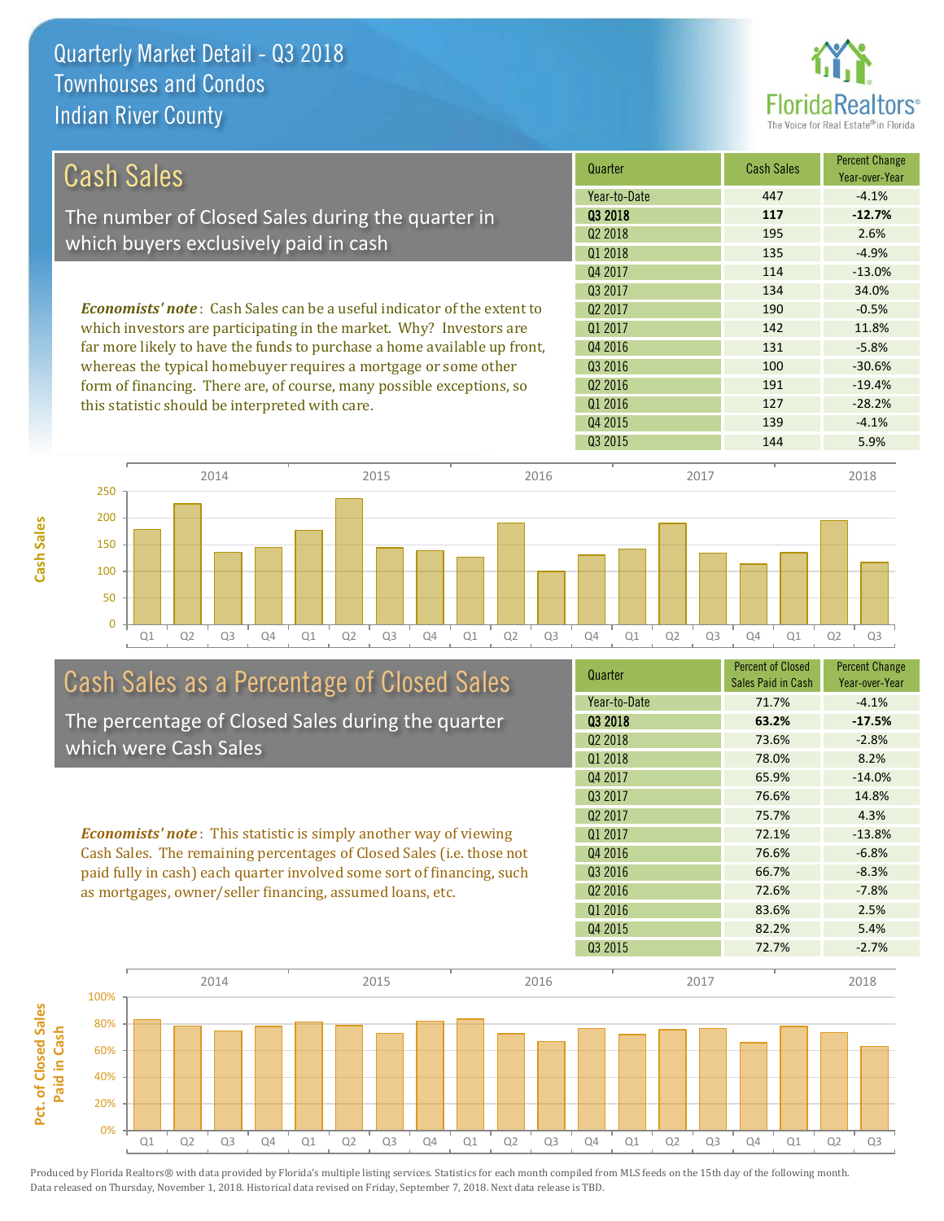# Quarterly Market Detail - Q3 2018
## Townhouses and Condos
## Indian River County

## Cash Sales

The number of Closed Sales during the quarter in which buyers exclusively paid in cash

*Economists' note*: Cash Sales can be a useful indicator of the extent to which investors are participating in the market. Why? Investors are far more likely to have the funds to purchase a home available up front, whereas the typical homebuyer requires a mortgage or some other form of financing. There are, of course, many possible exceptions, so this statistic should be interpreted with care.

| Quarter | Cash Sales | Percent Change Year-over-Year |
|---|---|---|
| Year-to-Date | 447 | -4.1% |
| **Q3 2018** | **117** | **-12.7%** |
| Q2 2018 | 195 | 2.6% |
| Q1 2018 | 135 | -4.9% |
| Q4 2017 | 114 | -13.0% |
| Q3 2017 | 134 | 34.0% |
| Q2 2017 | 190 | -0.5% |
| Q1 2017 | 142 | 11.8% |
| Q4 2016 | 131 | -5.8% |
| Q3 2016 | 100 | -30.6% |
| Q2 2016 | 191 | -19.4% |
| Q1 2016 | 127 | -28.2% |
| Q4 2015 | 139 | -4.1% |
| Q3 2015 | 144 | 5.9% |

## Cash Sales as a Percentage of Closed Sales

The percentage of Closed Sales during the quarter which were Cash Sales

*Economists' note*: This statistic is simply another way of viewing Cash Sales. The remaining percentages of Closed Sales (i.e. those not paid fully in cash) each quarter involved some sort of financing, such as mortgages, owner/seller financing, assumed loans, etc.

| Quarter | Percent of Closed Sales Paid in Cash | Percent Change Year-over-Year |
|---|---|---|
| Year-to-Date | 71.7% | -4.1% |
| **Q3 2018** | **63.2%** | **-17.5%** |
| Q2 2018 | 73.6% | -2.8% |
| Q1 2018 | 78.0% | 8.2% |
| Q4 2017 | 65.9% | -14.0% |
| Q3 2017 | 76.6% | 14.8% |
| Q2 2017 | 75.7% | 4.3% |
| Q1 2017 | 72.1% | -13.8% |
| Q4 2016 | 76.6% | -6.8% |
| Q3 2016 | 66.7% | -8.3% |
| Q2 2016 | 72.6% | -7.8% |
| Q1 2016 | 83.6% | 2.5% |
| Q4 2015 | 82.2% | 5.4% |
| Q3 2015 | 72.7% | -2.7% |

Produced by Florida Realtors® with data provided by Florida's multiple listing services. Statistics for each month compiled from MLS feeds on the 15th day of the following month. Data released on Thursday, November 1, 2018. Historical data revised on Friday, September 7, 2018. Next data release is TBD.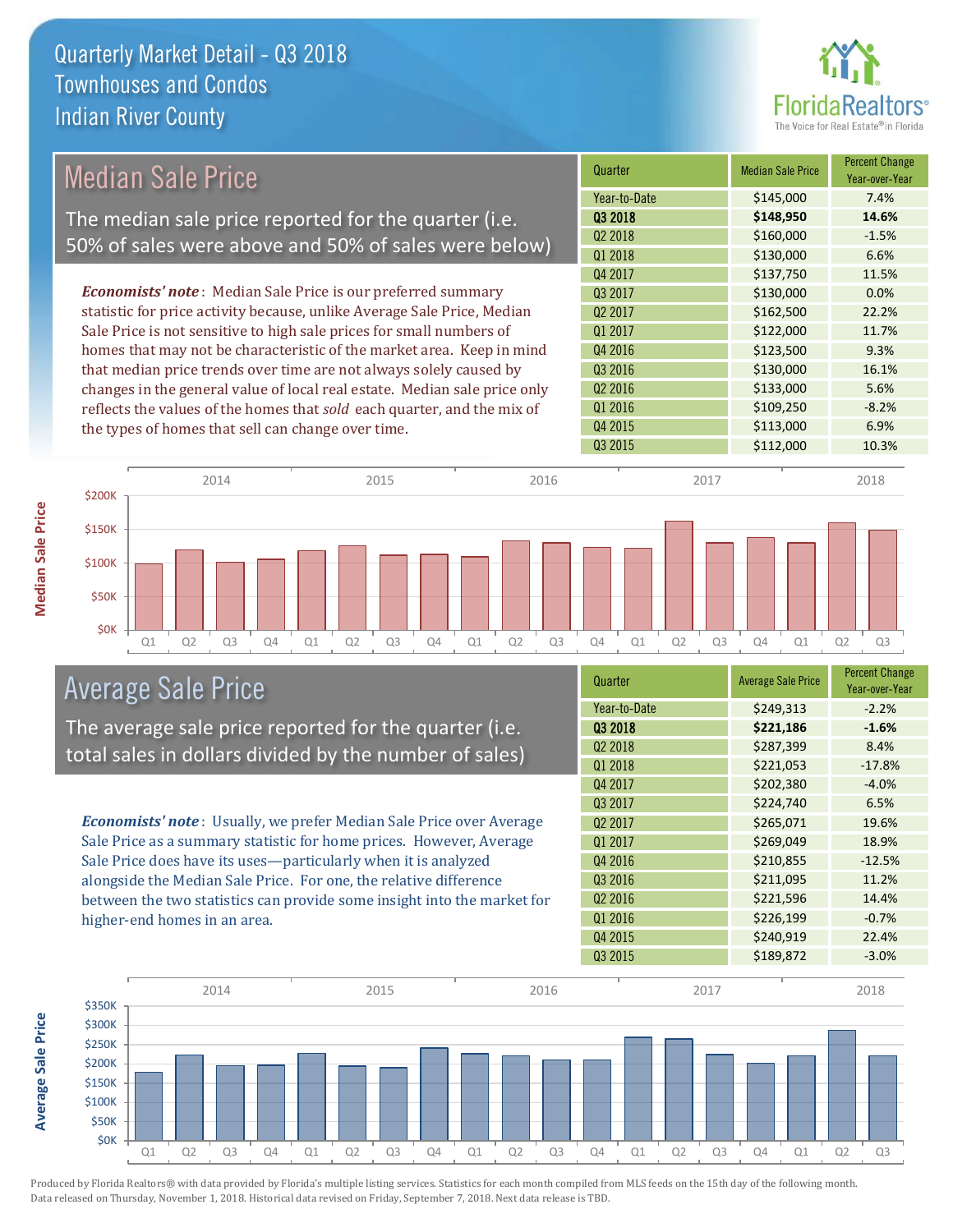# Quarterly Market Detail - Q3 2018
## Townhouses and Condos
## Indian River County

## Median Sale Price

The median sale price reported for the quarter (i.e. 50% of sales were above and 50% of sales were below)

*Economists' note*: Median Sale Price is our preferred summary statistic for price activity because, unlike Average Sale Price, Median Sale Price is not sensitive to high sale prices for small numbers of homes that may not be characteristic of the market area. Keep in mind that median price trends over time are not always solely caused by changes in the general value of local real estate. Median sale price only reflects the values of the homes that *sold* each quarter, and the mix of the types of homes that sell can change over time.

| Quarter | Median Sale Price | Percent Change Year-over-Year |
|---|---|---|
| Year-to-Date | $145,000 | 7.4% |
| **Q3 2018** | **$148,950** | **14.6%** |
| Q2 2018 | $160,000 | -1.5% |
| Q1 2018 | $130,000 | 6.6% |
| Q4 2017 | $137,750 | 11.5% |
| Q3 2017 | $130,000 | 0.0% |
| Q2 2017 | $162,500 | 22.2% |
| Q1 2017 | $122,000 | 11.7% |
| Q4 2016 | $123,500 | 9.3% |
| Q3 2016 | $130,000 | 16.1% |
| Q2 2016 | $133,000 | 5.6% |
| Q1 2016 | $109,250 | -8.2% |
| Q4 2015 | $113,000 | 6.9% |
| Q3 2015 | $112,000 | 10.3% |

## Average Sale Price

The average sale price reported for the quarter (i.e. total sales in dollars divided by the number of sales)

*Economists' note*: Usually, we prefer Median Sale Price over Average Sale Price as a summary statistic for home prices. However, Average Sale Price does have its uses—particularly when it is analyzed alongside the Median Sale Price. For one, the relative difference between the two statistics can provide some insight into the market for higher-end homes in an area.

| Quarter | Average Sale Price | Percent Change Year-over-Year |
|---|---|---|
| Year-to-Date | $249,313 | -2.2% |
| **Q3 2018** | **$221,186** | **-1.6%** |
| Q2 2018 | $287,399 | 8.4% |
| Q1 2018 | $221,053 | -17.8% |
| Q4 2017 | $202,380 | -4.0% |
| Q3 2017 | $224,740 | 6.5% |
| Q2 2017 | $265,071 | 19.6% |
| Q1 2017 | $269,049 | 18.9% |
| Q4 2016 | $210,855 | -12.5% |
| Q3 2016 | $211,095 | 11.2% |
| Q2 2016 | $221,596 | 14.4% |
| Q1 2016 | $226,199 | -0.7% |
| Q4 2015 | $240,919 | 22.4% |
| Q3 2015 | $189,872 | -3.0% |

Produced by Florida Realtors® with data provided by Florida's multiple listing services. Statistics for each month compiled from MLS feeds on the 15th day of the following month. Data released on Thursday, November 1, 2018. Historical data revised on Friday, September 7, 2018. Next data release is TBD.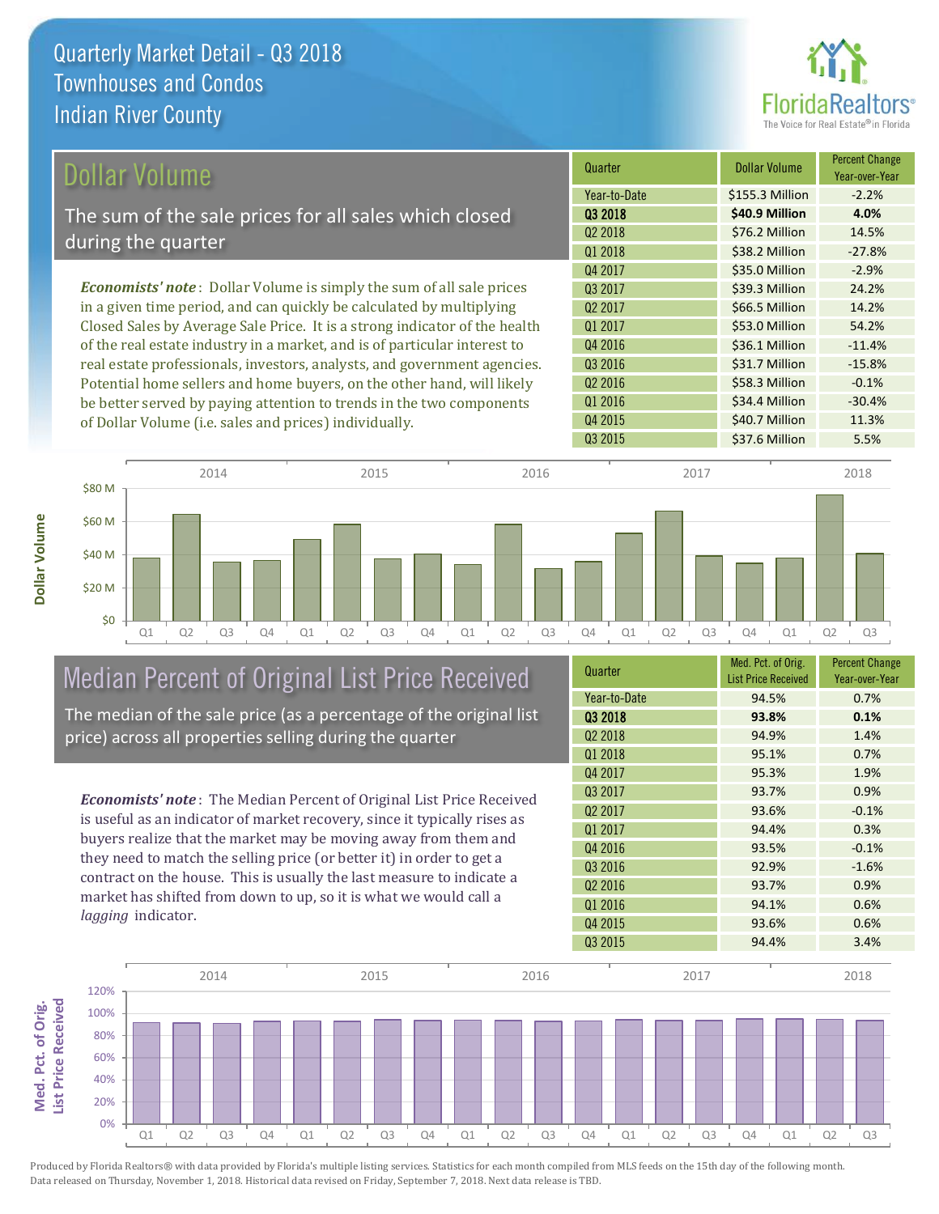# Quarterly Market Detail - Q3 2018
## Townhouses and Condos
## Indian River County

## Dollar Volume

The sum of the sale prices for all sales which closed during the quarter

*Economists' note*: Dollar Volume is simply the sum of all sale prices in a given time period, and can quickly be calculated by multiplying Closed Sales by Average Sale Price. It is a strong indicator of the health of the real estate industry in a market, and is of particular interest to real estate professionals, investors, analysts, and government agencies. Potential home sellers and home buyers, on the other hand, will likely be better served by paying attention to trends in the two components of Dollar Volume (i.e. sales and prices) individually.

| Quarter | Dollar Volume | Percent Change Year-over-Year |
|---|---|---|
| Year-to-Date | $155.3 Million | -2.2% |
| **Q3 2018** | **$40.9 Million** | **4.0%** |
| Q2 2018 | $76.2 Million | 14.5% |
| Q1 2018 | $38.2 Million | -27.8% |
| Q4 2017 | $35.0 Million | -2.9% |
| Q3 2017 | $39.3 Million | 24.2% |
| Q2 2017 | $66.5 Million | 14.2% |
| Q1 2017 | $53.0 Million | 54.2% |
| Q4 2016 | $36.1 Million | -11.4% |
| Q3 2016 | $31.7 Million | -15.8% |
| Q2 2016 | $58.3 Million | -0.1% |
| Q1 2016 | $34.4 Million | -30.4% |
| Q4 2015 | $40.7 Million | 11.3% |
| Q3 2015 | $37.6 Million | 5.5% |

## Median Percent of Original List Price Received

The median of the sale price (as a percentage of the original list price) across all properties selling during the quarter

*Economists' note*: The Median Percent of Original List Price Received is useful as an indicator of market recovery, since it typically rises as buyers realize that the market may be moving away from them and they need to match the selling price (or better it) in order to get a contract on the house. This is usually the last measure to indicate a market has shifted from down to up, so it is what we would call a *lagging* indicator.

| Quarter | Med. Pct. of Orig. List Price Received | Percent Change Year-over-Year |
|---|---|---|
| Year-to-Date | 94.5% | 0.7% |
| **Q3 2018** | **93.8%** | **0.1%** |
| Q2 2018 | 94.9% | 1.4% |
| Q1 2018 | 95.1% | 0.7% |
| Q4 2017 | 95.3% | 1.9% |
| Q3 2017 | 93.7% | 0.9% |
| Q2 2017 | 93.6% | -0.1% |
| Q1 2017 | 94.4% | 0.3% |
| Q4 2016 | 93.5% | -0.1% |
| Q3 2016 | 92.9% | -1.6% |
| Q2 2016 | 93.7% | 0.9% |
| Q1 2016 | 94.1% | 0.6% |
| Q4 2015 | 93.6% | 0.6% |
| Q3 2015 | 94.4% | 3.4% |

Produced by Florida Realtors® with data provided by Florida's multiple listing services. Statistics for each month compiled from MLS feeds on the 15th day of the following month. Data released on Thursday, November 1, 2018. Historical data revised on Friday, September 7, 2018. Next data release is TBD.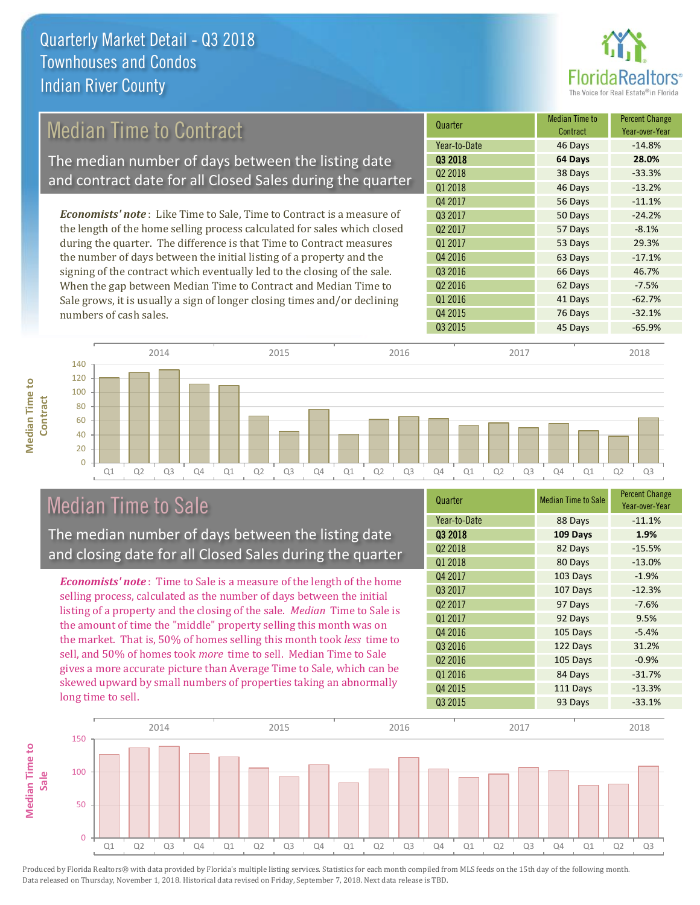# Quarterly Market Detail - Q3 2018
## Townhouses and Condos
## Indian River County

FloridaRealtors® The Voice for Real Estate® in Florida

## Median Time to Contract

The median number of days between the listing date and contract date for all Closed Sales during the quarter

*Economists' note*: Like Time to Sale, Time to Contract is a measure of the length of the home selling process calculated for sales which closed during the quarter. The difference is that Time to Contract measures the number of days between the initial listing of a property and the signing of the contract which eventually led to the closing of the sale. When the gap between Median Time to Contract and Median Time to Sale grows, it is usually a sign of longer closing times and/or declining numbers of cash sales.

| Quarter | Median Time to Contract | Percent Change Year-over-Year |
|---|---|---|
| Year-to-Date | 46 Days | -14.8% |
| **Q3 2018** | **64 Days** | **28.0%** |
| Q2 2018 | 38 Days | -33.3% |
| Q1 2018 | 46 Days | -13.2% |
| Q4 2017 | 56 Days | -11.1% |
| Q3 2017 | 50 Days | -24.2% |
| Q2 2017 | 57 Days | -8.1% |
| Q1 2017 | 53 Days | 29.3% |
| Q4 2016 | 63 Days | -17.1% |
| Q3 2016 | 66 Days | 46.7% |
| Q2 2016 | 62 Days | -7.5% |
| Q1 2016 | 41 Days | -62.7% |
| Q4 2015 | 76 Days | -32.1% |
| Q3 2015 | 45 Days | -65.9% |

## Median Time to Sale

The median number of days between the listing date and closing date for all Closed Sales during the quarter

*Economists' note*: Time to Sale is a measure of the length of the home selling process, calculated as the number of days between the initial listing of a property and the closing of the sale. *Median* Time to Sale is the amount of time the "middle" property selling this month was on the market. That is, 50% of homes selling this month took *less* time to sell, and 50% of homes took *more* time to sell. Median Time to Sale gives a more accurate picture than Average Time to Sale, which can be skewed upward by small numbers of properties taking an abnormally long time to sell.

| Quarter | Median Time to Sale | Percent Change Year-over-Year |
|---|---|---|
| Year-to-Date | 88 Days | -11.1% |
| **Q3 2018** | **109 Days** | **1.9%** |
| Q2 2018 | 82 Days | -15.5% |
| Q1 2018 | 80 Days | -13.0% |
| Q4 2017 | 103 Days | -1.9% |
| Q3 2017 | 107 Days | -12.3% |
| Q2 2017 | 97 Days | -7.6% |
| Q1 2017 | 92 Days | 9.5% |
| Q4 2016 | 105 Days | -5.4% |
| Q3 2016 | 122 Days | 31.2% |
| Q2 2016 | 105 Days | -0.9% |
| Q1 2016 | 84 Days | -31.7% |
| Q4 2015 | 111 Days | -13.3% |
| Q3 2015 | 93 Days | -33.1% |

Produced by Florida Realtors® with data provided by Florida's multiple listing services. Statistics for each month compiled from MLS feeds on the 15th day of the following month. Data released on Thursday, November 1, 2018. Historical data revised on Friday, September 7, 2018. Next data release is TBD.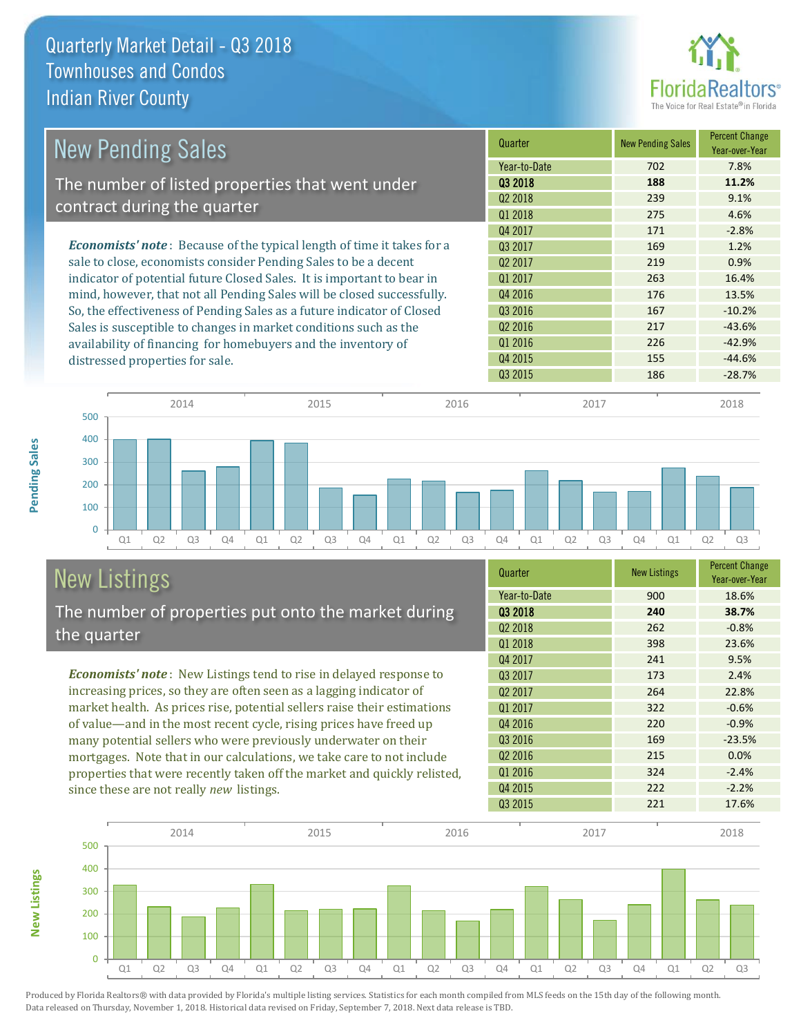# Quarterly Market Detail - Q3 2018
## Townhouses and Condos
## Indian River County

## New Pending Sales

The number of listed properties that went under contract during the quarter

*Economists' note*: Because of the typical length of time it takes for a sale to close, economists consider Pending Sales to be a decent indicator of potential future Closed Sales. It is important to bear in mind, however, that not all Pending Sales will be closed successfully. So, the effectiveness of Pending Sales as a future indicator of Closed Sales is susceptible to changes in market conditions such as the availability of financing for homebuyers and the inventory of distressed properties for sale.

| Quarter | New Pending Sales | Percent Change Year-over-Year |
|---|---|---|
| Year-to-Date | 702 | 7.8% |
| **Q3 2018** | **188** | **11.2%** |
| Q2 2018 | 239 | 9.1% |
| Q1 2018 | 275 | 4.6% |
| Q4 2017 | 171 | -2.8% |
| Q3 2017 | 169 | 1.2% |
| Q2 2017 | 219 | 0.9% |
| Q1 2017 | 263 | 16.4% |
| Q4 2016 | 176 | 13.5% |
| Q3 2016 | 167 | -10.2% |
| Q2 2016 | 217 | -43.6% |
| Q1 2016 | 226 | -42.9% |
| Q4 2015 | 155 | -44.6% |
| Q3 2015 | 186 | -28.7% |

## New Listings

The number of properties put onto the market during the quarter

*Economists' note*: New Listings tend to rise in delayed response to increasing prices, so they are often seen as a lagging indicator of market health. As prices rise, potential sellers raise their estimations of value—and in the most recent cycle, rising prices have freed up many potential sellers who were previously underwater on their mortgages. Note that in our calculations, we take care to not include properties that were recently taken off the market and quickly relisted, since these are not really *new* listings.

| Quarter | New Listings | Percent Change Year-over-Year |
|---|---|---|
| Year-to-Date | 900 | 18.6% |
| **Q3 2018** | **240** | **38.7%** |
| Q2 2018 | 262 | -0.8% |
| Q1 2018 | 398 | 23.6% |
| Q4 2017 | 241 | 9.5% |
| Q3 2017 | 173 | 2.4% |
| Q2 2017 | 264 | 22.8% |
| Q1 2017 | 322 | -0.6% |
| Q4 2016 | 220 | -0.9% |
| Q3 2016 | 169 | -23.5% |
| Q2 2016 | 215 | 0.0% |
| Q1 2016 | 324 | -2.4% |
| Q4 2015 | 222 | -2.2% |
| Q3 2015 | 221 | 17.6% |

Produced by Florida Realtors® with data provided by Florida's multiple listing services. Statistics for each month compiled from MLS feeds on the 15th day of the following month. Data released on Thursday, November 1, 2018. Historical data revised on Friday, September 7, 2018. Next data release is TBD.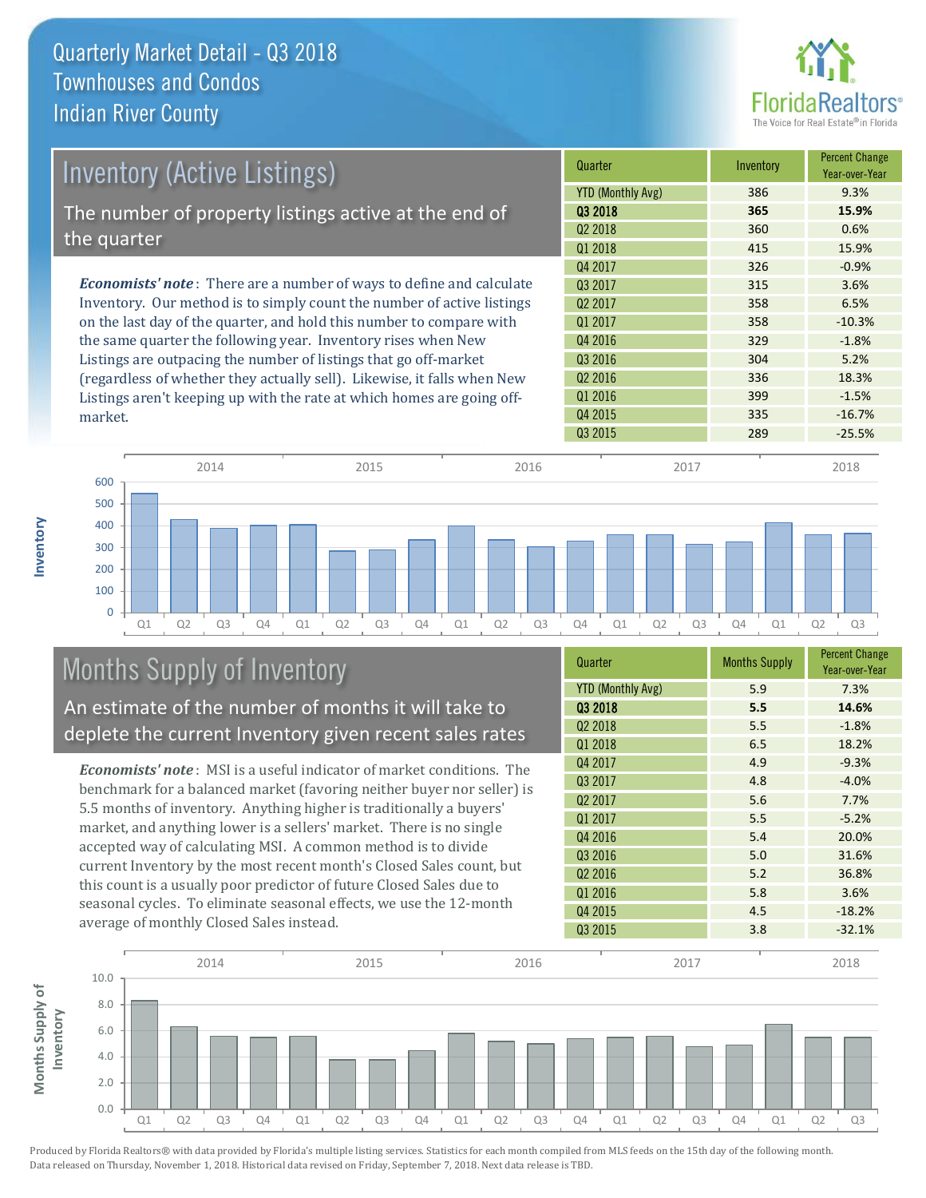# Quarterly Market Detail - Q3 2018
## Townhouses and Condos
## Indian River County

## Inventory (Active Listings)

The number of property listings active at the end of the quarter

***Economists' note***: There are a number of ways to define and calculate Inventory. Our method is to simply count the number of active listings on the last day of the quarter, and hold this number to compare with the same quarter the following year. Inventory rises when New Listings are outpacing the number of listings that go off-market (regardless of whether they actually sell). Likewise, it falls when New Listings aren't keeping up with the rate at which homes are going off-market.

| Quarter | Inventory | Percent Change Year-over-Year |
|---|---|---|
| YTD (Monthly Avg) | 386 | 9.3% |
| **Q3 2018** | **365** | **15.9%** |
| Q2 2018 | 360 | 0.6% |
| Q1 2018 | 415 | 15.9% |
| Q4 2017 | 326 | -0.9% |
| Q3 2017 | 315 | 3.6% |
| Q2 2017 | 358 | 6.5% |
| Q1 2017 | 358 | -10.3% |
| Q4 2016 | 329 | -1.8% |
| Q3 2016 | 304 | 5.2% |
| Q2 2016 | 336 | 18.3% |
| Q1 2016 | 399 | -1.5% |
| Q4 2015 | 335 | -16.7% |
| Q3 2015 | 289 | -25.5% |

## Months Supply of Inventory

An estimate of the number of months it will take to deplete the current Inventory given recent sales rates

***Economists' note***: MSI is a useful indicator of market conditions. The benchmark for a balanced market (favoring neither buyer nor seller) is 5.5 months of inventory. Anything higher is traditionally a buyers' market, and anything lower is a sellers' market. There is no single accepted way of calculating MSI. A common method is to divide current Inventory by the most recent month's Closed Sales count, but this count is a usually poor predictor of future Closed Sales due to seasonal cycles. To eliminate seasonal effects, we use the 12-month average of monthly Closed Sales instead.

| Quarter | Months Supply | Percent Change Year-over-Year |
|---|---|---|
| YTD (Monthly Avg) | 5.9 | 7.3% |
| **Q3 2018** | **5.5** | **14.6%** |
| Q2 2018 | 5.5 | -1.8% |
| Q1 2018 | 6.5 | 18.2% |
| Q4 2017 | 4.9 | -9.3% |
| Q3 2017 | 4.8 | -4.0% |
| Q2 2017 | 5.6 | 7.7% |
| Q1 2017 | 5.5 | -5.2% |
| Q4 2016 | 5.4 | 20.0% |
| Q3 2016 | 5.0 | 31.6% |
| Q2 2016 | 5.2 | 36.8% |
| Q1 2016 | 5.8 | 3.6% |
| Q4 2015 | 4.5 | -18.2% |
| Q3 2015 | 3.8 | -32.1% |

Produced by Florida Realtors® with data provided by Florida's multiple listing services. Statistics for each month compiled from MLS feeds on the 15th day of the following month. Data released on Thursday, November 1, 2018. Historical data revised on Friday, September 7, 2018. Next data release is TBD.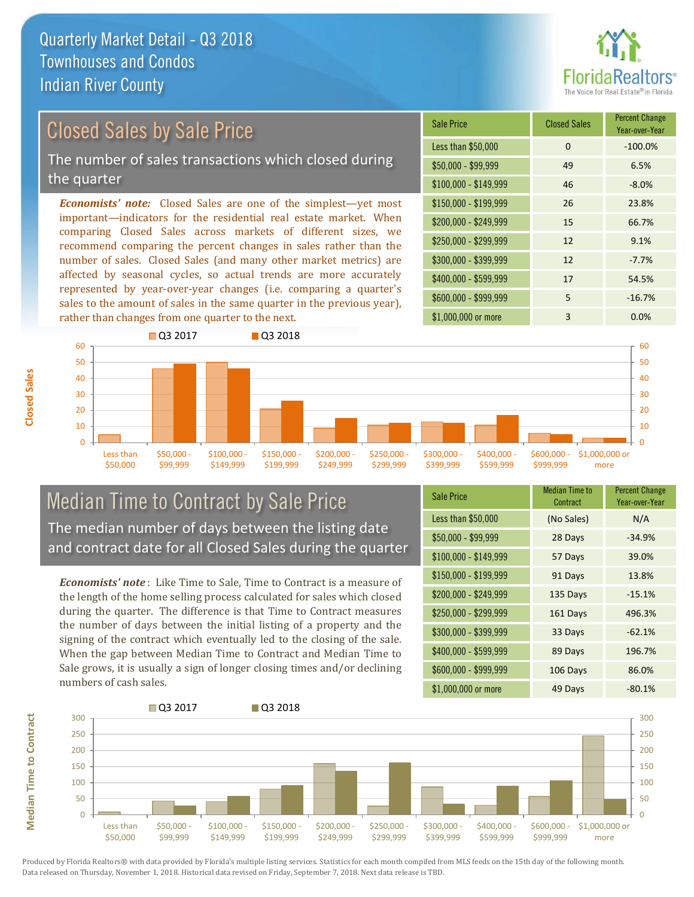# Quarterly Market Detail - Q3 2018
## Townhouses and Condos
## Indian River County

## Closed Sales by Sale Price

The number of sales transactions which closed during the quarter

***Economists' note:*** Closed Sales are one of the simplest—yet most important—indicators for the residential real estate market. When comparing Closed Sales across markets of different sizes, we recommend comparing the percent changes in sales rather than the number of sales. Closed Sales (and many other market metrics) are affected by seasonal cycles, so actual trends are more accurately represented by year-over-year changes (i.e. comparing a quarter's sales to the amount of sales in the same quarter in the previous year), rather than changes from one quarter to the next.

| Sale Price | Closed Sales | Percent Change Year-over-Year |
|---|---|---|
| Less than $50,000 | 0 | -100.0% |
| $50,000 - $99,999 | 49 | 6.5% |
| $100,000 - $149,999 | 46 | -8.0% |
| $150,000 - $199,999 | 26 | 23.8% |
| $200,000 - $249,999 | 15 | 66.7% |
| $250,000 - $299,999 | 12 | 9.1% |
| $300,000 - $399,999 | 12 | -7.7% |
| $400,000 - $599,999 | 17 | 54.5% |
| $600,000 - $999,999 | 5 | -16.7% |
| $1,000,000 or more | 3 | 0.0% |

## Median Time to Contract by Sale Price

The median number of days between the listing date and contract date for all Closed Sales during the quarter

***Economists' note*** : Like Time to Sale, Time to Contract is a measure of the length of the home selling process calculated for sales which closed during the quarter. The difference is that Time to Contract measures the number of days between the initial listing of a property and the signing of the contract which eventually led to the closing of the sale. When the gap between Median Time to Contract and Median Time to Sale grows, it is usually a sign of longer closing times and/or declining numbers of cash sales.

| Sale Price | Median Time to Contract | Percent Change Year-over-Year |
|---|---|---|
| Less than $50,000 | (No Sales) | N/A |
| $50,000 - $99,999 | 28 Days | -34.9% |
| $100,000 - $149,999 | 57 Days | 39.0% |
| $150,000 - $199,999 | 91 Days | 13.8% |
| $200,000 - $249,999 | 135 Days | -15.1% |
| $250,000 - $299,999 | 161 Days | 496.3% |
| $300,000 - $399,999 | 33 Days | -62.1% |
| $400,000 - $599,999 | 89 Days | 196.7% |
| $600,000 - $999,999 | 106 Days | 86.0% |
| $1,000,000 or more | 49 Days | -80.1% |

Produced by Florida Realtors® with data provided by Florida's multiple listing services. Statistics for each month compiled from MLS feeds on the 15th day of the following month. Data released on Thursday, November 1, 2018. Historical data revised on Friday, September 7, 2018. Next data release is TBD.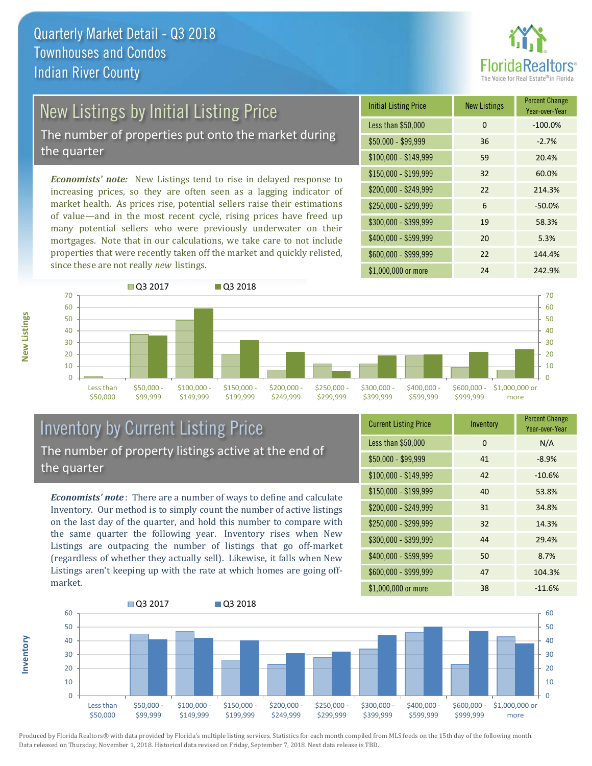# Quarterly Market Detail - Q3 2018
## Townhouses and Condos
## Indian River County

## New Listings by Initial Listing Price

The number of properties put onto the market during the quarter

*Economists' note:* New Listings tend to rise in delayed response to increasing prices, so they are often seen as a lagging indicator of market health. As prices rise, potential sellers raise their estimations of value—and in the most recent cycle, rising prices have freed up many potential sellers who were previously underwater on their mortgages. Note that in our calculations, we take care to not include properties that were recently taken off the market and quickly relisted, since these are not really *new* listings.

| Initial Listing Price | New Listings | Percent Change Year-over-Year |
|---|---|---|
| Less than $50,000 | 0 | -100.0% |
| $50,000 - $99,999 | 36 | -2.7% |
| $100,000 - $149,999 | 59 | 20.4% |
| $150,000 - $199,999 | 32 | 60.0% |
| $200,000 - $249,999 | 22 | 214.3% |
| $250,000 - $299,999 | 6 | -50.0% |
| $300,000 - $399,999 | 19 | 58.3% |
| $400,000 - $599,999 | 20 | 5.3% |
| $600,000 - $999,999 | 22 | 144.4% |
| $1,000,000 or more | 24 | 242.9% |

## Inventory by Current Listing Price

The number of property listings active at the end of the quarter

*Economists' note*: There are a number of ways to define and calculate Inventory. Our method is to simply count the number of active listings on the last day of the quarter, and hold this number to compare with the same quarter the following year. Inventory rises when New Listings are outpacing the number of listings that go off-market (regardless of whether they actually sell). Likewise, it falls when New Listings aren't keeping up with the rate at which homes are going off-market.

| Current Listing Price | Inventory | Percent Change Year-over-Year |
|---|---|---|
| Less than $50,000 | 0 | N/A |
| $50,000 - $99,999 | 41 | -8.9% |
| $100,000 - $149,999 | 42 | -10.6% |
| $150,000 - $199,999 | 40 | 53.8% |
| $200,000 - $249,999 | 31 | 34.8% |
| $250,000 - $299,999 | 32 | 14.3% |
| $300,000 - $399,999 | 44 | 29.4% |
| $400,000 - $599,999 | 50 | 8.7% |
| $600,000 - $999,999 | 47 | 104.3% |
| $1,000,000 or more | 38 | -11.6% |

Produced by Florida Realtors® with data provided by Florida's multiple listing services. Statistics for each month compiled from MLS feeds on the 15th day of the following month. Data released on Thursday, November 1, 2018. Historical data revised on Friday, September 7, 2018. Next data release is TBD.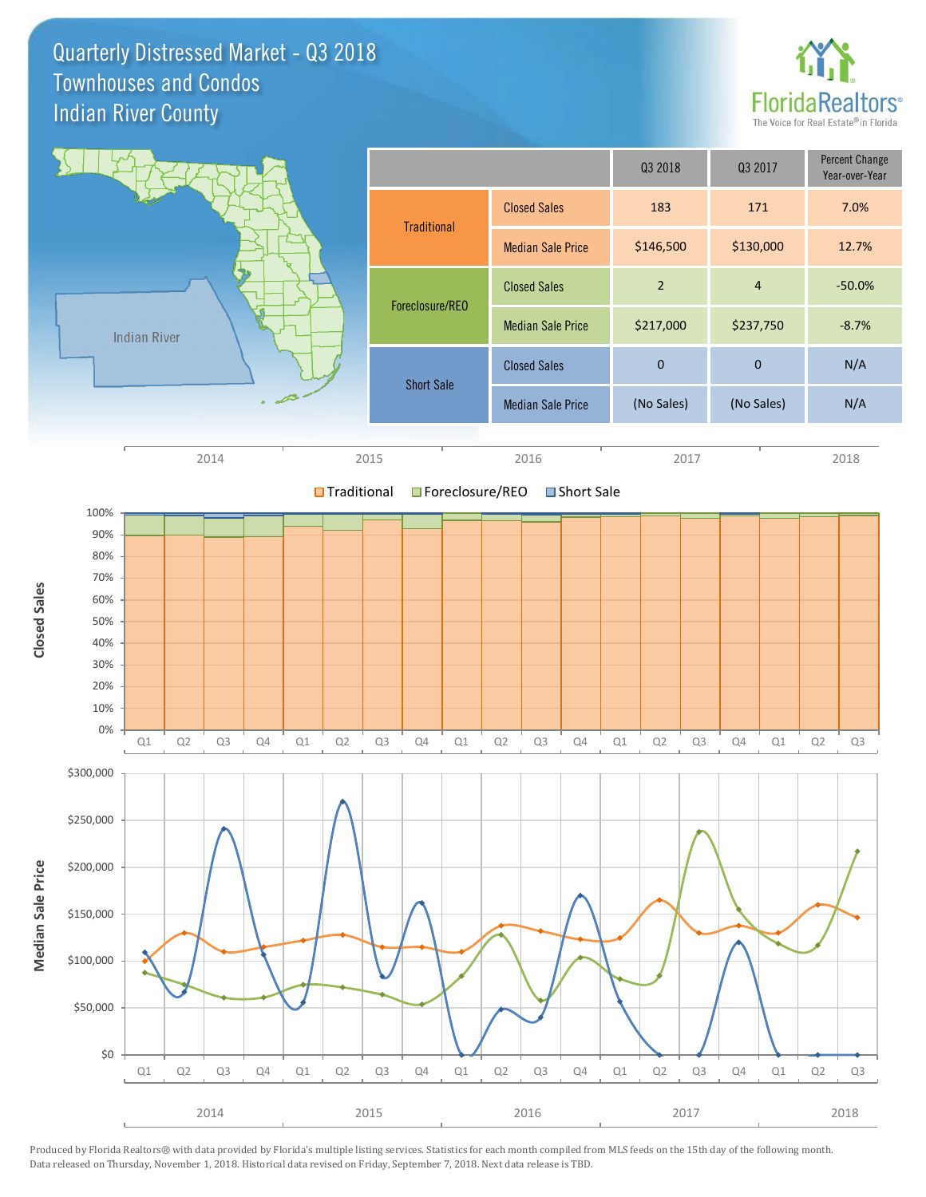# Quarterly Distressed Market - Q3 2018
## Townhouses and Condos
## Indian River County

FloridaRealtors®
The Voice for Real Estate® in Florida

Indian River

| | | Q3 2018 | Q3 2017 | Percent Change Year-over-Year |
|---|---|---|---|---|
| Traditional | Closed Sales | 183 | 171 | 7.0% |
| | Median Sale Price | $146,500 | $130,000 | 12.7% |
| Foreclosure/REO | Closed Sales | 2 | 4 | -50.0% |
| | Median Sale Price | $217,000 | $237,750 | -8.7% |
| Short Sale | Closed Sales | 0 | 0 | N/A |
| | Median Sale Price | (No Sales) | (No Sales) | N/A |

2014 2015 2016 2017 2018

Traditional Foreclosure/REO Short Sale

Closed Sales

100% 90% 80% 70% 60% 50% 40% 30% 20% 10% 0%

Q1 Q2 Q3 Q4 Q1 Q2 Q3 Q4 Q1 Q2 Q3 Q4 Q1 Q2 Q3 Q4 Q1 Q2 Q3

Median Sale Price

$300,000 $250,000 $200,000 $150,000 $100,000 $50,000 $0

Q1 Q2 Q3 Q4 Q1 Q2 Q3 Q4 Q1 Q2 Q3 Q4 Q1 Q2 Q3 Q4 Q1 Q2 Q3

2014 2015 2016 2017 2018

Produced by Florida Realtors® with data provided by Florida's multiple listing services. Statistics for each month compiled from MLS feeds on the 15th day of the following month. Data released on Thursday, November 1, 2018. Historical data revised on Friday, September 7, 2018. Next data release is TBD.